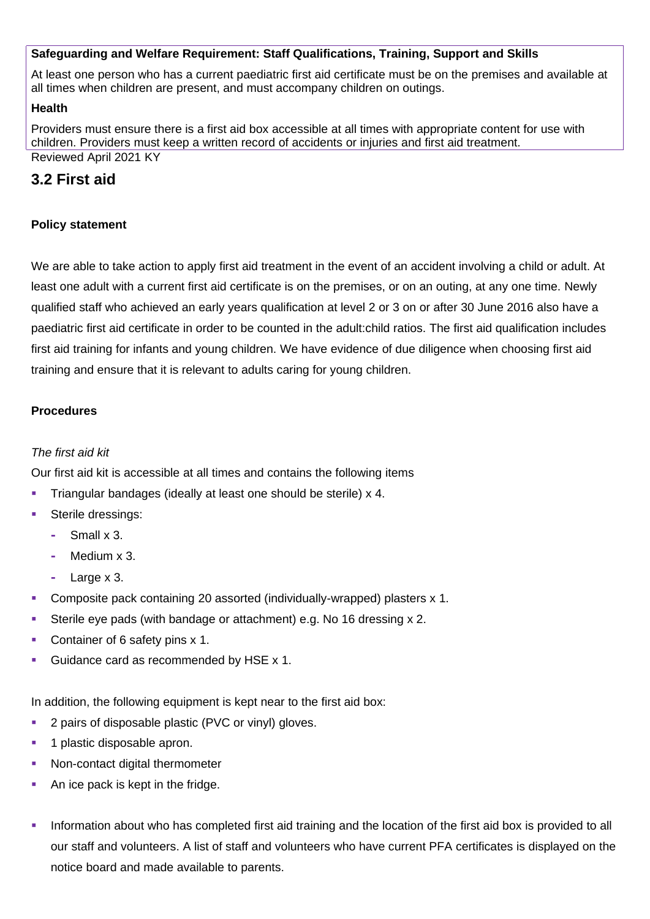**Safeguarding and Welfare Requirement: Staff Qualifications, Training, Support and Skills**

At least one person who has a current paediatric first aid certificate must be on the premises and available at all times when children are present, and must accompany children on outings.

**Health**

Providers must ensure there is a first aid box accessible at all times with appropriate content for use with children. Providers must keep a written record of accidents or injuries and first aid treatment.

Reviewed April 2021 KY

## 3.2 First aid

**Policy statement**

We are able to take action to apply first aid treatment in the event of an accident involving a child or adult. At least one adult with a current first aid certificate is on the premises, or on an outing, at any one time. Newly qualified staff who achieved an early years qualification at level 2 or 3 on or after 30 June 2016 also have a paediatric first aid certificate in order to be counted in the adult:child ratios. The first aid qualification includes first aid training for infants and young children. We have evidence of due diligence when choosing first aid training and ensure that it is relevant to adults caring for young children.

**Procedures**

*The first aid kit*

Our first aid kit is accessible at all times and contains the following items

- Triangular bandages (ideally at least one should be sterile) x 4.
- Sterile dressings:
  - Small x 3.
  - Medium x 3.
  - Large x 3.
- Composite pack containing 20 assorted (individually-wrapped) plasters x 1.
- Sterile eye pads (with bandage or attachment) e.g. No 16 dressing x 2.
- Container of 6 safety pins x 1.
- Guidance card as recommended by HSE x 1.

In addition, the following equipment is kept near to the first aid box:

- 2 pairs of disposable plastic (PVC or vinyl) gloves.
- 1 plastic disposable apron.
- Non-contact digital thermometer
- An ice pack is kept in the fridge.

- Information about who has completed first aid training and the location of the first aid box is provided to all our staff and volunteers. A list of staff and volunteers who have current PFA certificates is displayed on the notice board and made available to parents.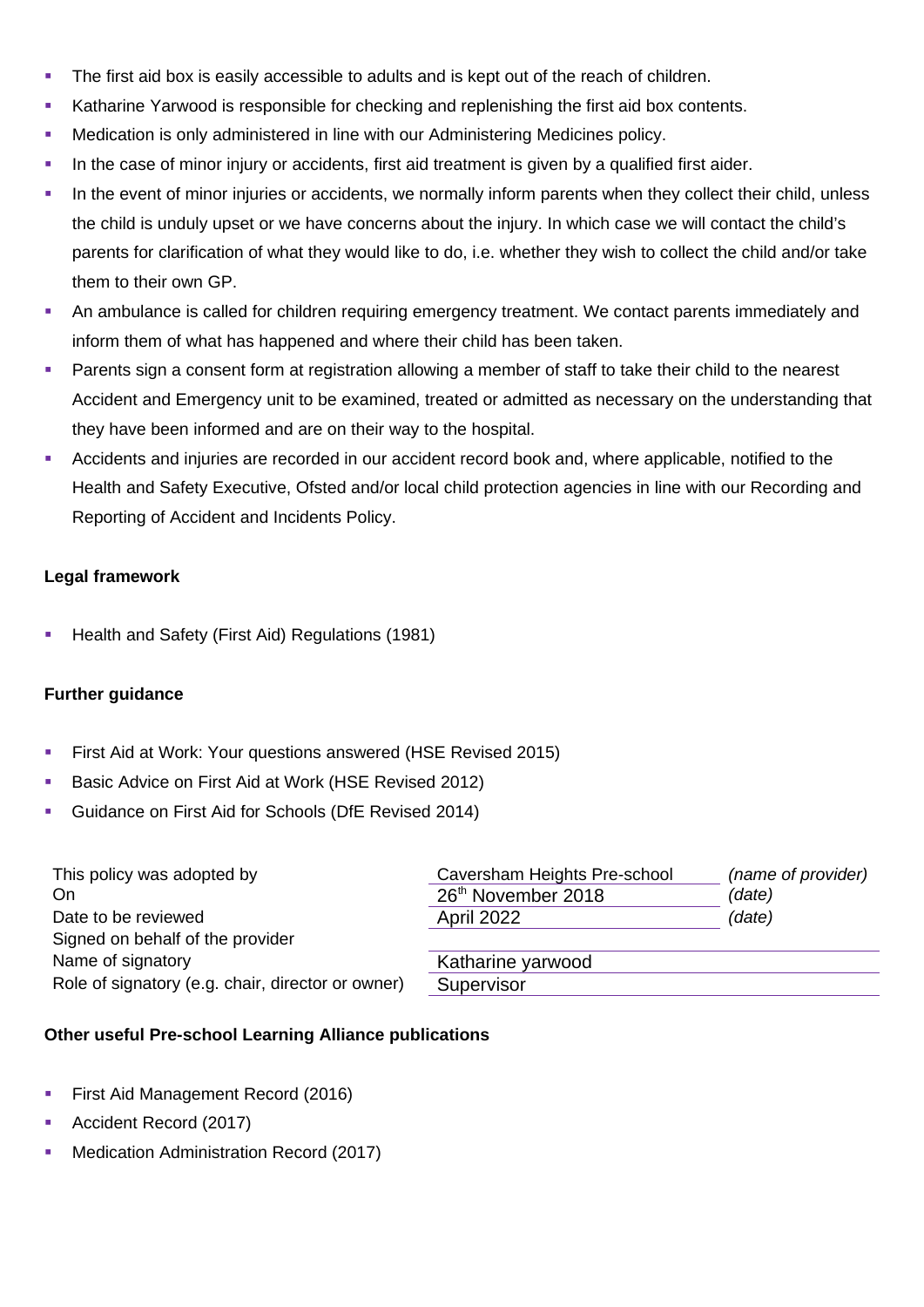- The first aid box is easily accessible to adults and is kept out of the reach of children.
- Katharine Yarwood is responsible for checking and replenishing the first aid box contents.
- Medication is only administered in line with our Administering Medicines policy.
- In the case of minor injury or accidents, first aid treatment is given by a qualified first aider.
- In the event of minor injuries or accidents, we normally inform parents when they collect their child, unless the child is unduly upset or we have concerns about the injury. In which case we will contact the child's parents for clarification of what they would like to do, i.e. whether they wish to collect the child and/or take them to their own GP.
- An ambulance is called for children requiring emergency treatment. We contact parents immediately and inform them of what has happened and where their child has been taken.
- Parents sign a consent form at registration allowing a member of staff to take their child to the nearest Accident and Emergency unit to be examined, treated or admitted as necessary on the understanding that they have been informed and are on their way to the hospital.
- Accidents and injuries are recorded in our accident record book and, where applicable, notified to the Health and Safety Executive, Ofsted and/or local child protection agencies in line with our Recording and Reporting of Accident and Incidents Policy.

**Legal framework**

- Health and Safety (First Aid) Regulations (1981)

**Further guidance**

- First Aid at Work: Your questions answered (HSE Revised 2015)
- Basic Advice on First Aid at Work (HSE Revised 2012)
- Guidance on First Aid for Schools (DfE Revised 2014)

| | | |
|---|---|---|
| This policy was adopted by | Caversham Heights Pre-school | *(name of provider)* |
| On | 26th November 2018 | *(date)* |
| Date to be reviewed | April 2022 | *(date)* |
| Signed on behalf of the provider | | |
| Name of signatory | Katharine yarwood | |
| Role of signatory (e.g. chair, director or owner) | Supervisor | |

**Other useful Pre-school Learning Alliance publications**

- First Aid Management Record (2016)
- Accident Record (2017)
- Medication Administration Record (2017)